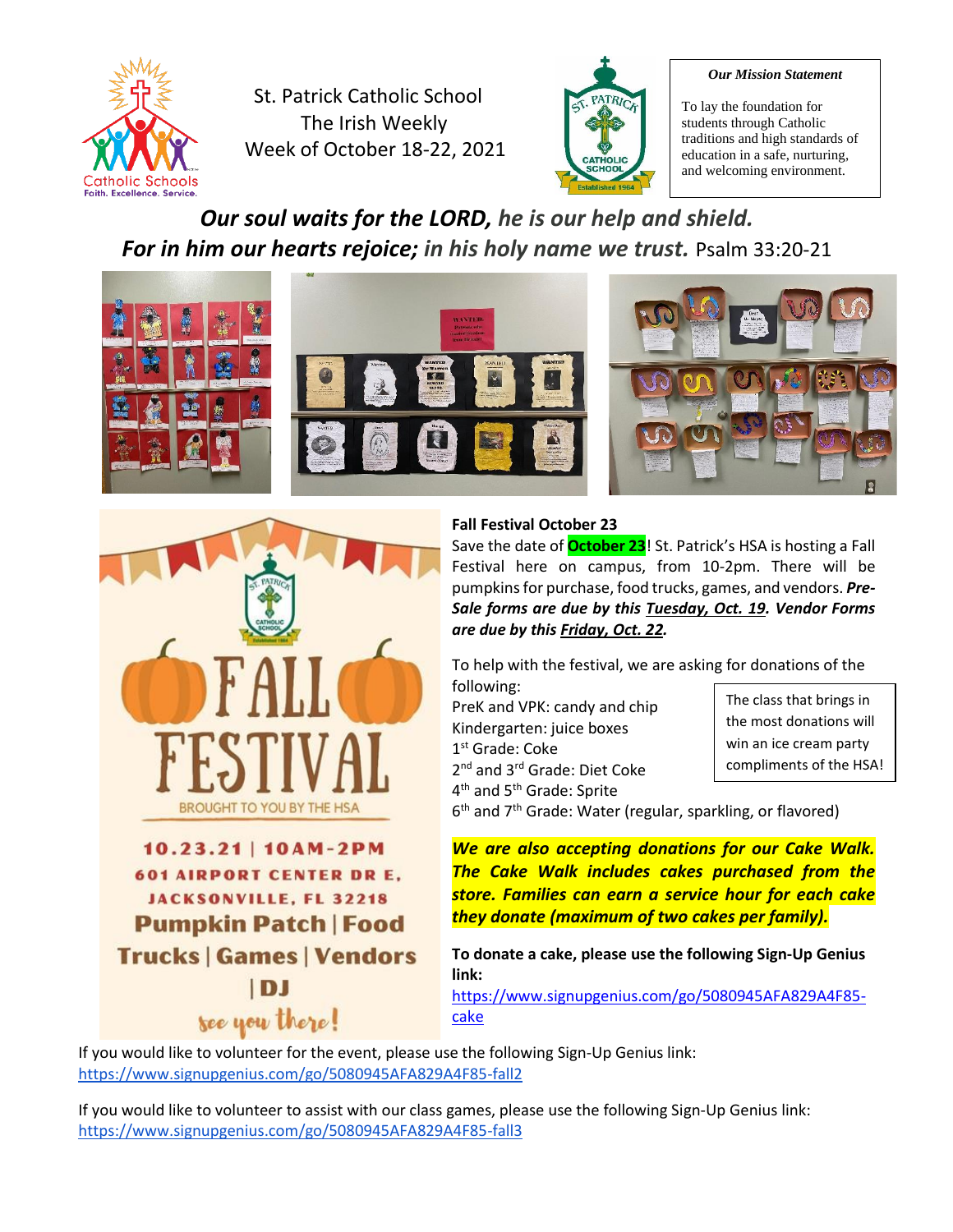St. Patrick Catholic School
The Irish Weekly
Week of October 18-22, 2021

***Our Mission Statement***

To lay the foundation for students through Catholic traditions and high standards of education in a safe, nurturing, and welcoming environment.

***Our soul waits for the LORD, he is our help and shield. For in him our hearts rejoice; in his holy name we trust.*** Psalm 33:20-21

FALL FESTIVAL
BROUGHT TO YOU BY THE HSA

10.23.21 | 10AM-2PM
601 AIRPORT CENTER DR E,
JACKSONVILLE, FL 32218
Pumpkin Patch | Food Trucks | Games | Vendors | DJ
see you there!

**Fall Festival October 23**

Save the date of **October 23**! St. Patrick's HSA is hosting a Fall Festival here on campus, from 10-2pm. There will be pumpkins for purchase, food trucks, games, and vendors. ***Pre-Sale forms are due by this Tuesday, Oct. 19. Vendor Forms are due by this Friday, Oct. 22.***

To help with the festival, we are asking for donations of the following:

PreK and VPK: candy and chip
Kindergarten: juice boxes
1st Grade: Coke
2nd and 3rd Grade: Diet Coke
4th and 5th Grade: Sprite
6th and 7th Grade: Water (regular, sparkling, or flavored)

The class that brings in the most donations will win an ice cream party compliments of the HSA!

***We are also accepting donations for our Cake Walk. The Cake Walk includes cakes purchased from the store. Families can earn a service hour for each cake they donate (maximum of two cakes per family).***

**To donate a cake, please use the following Sign-Up Genius link:**
https://www.signupgenius.com/go/5080945AFA829A4F85-cake

If you would like to volunteer for the event, please use the following Sign-Up Genius link:
https://www.signupgenius.com/go/5080945AFA829A4F85-fall2

If you would like to volunteer to assist with our class games, please use the following Sign-Up Genius link:
https://www.signupgenius.com/go/5080945AFA829A4F85-fall3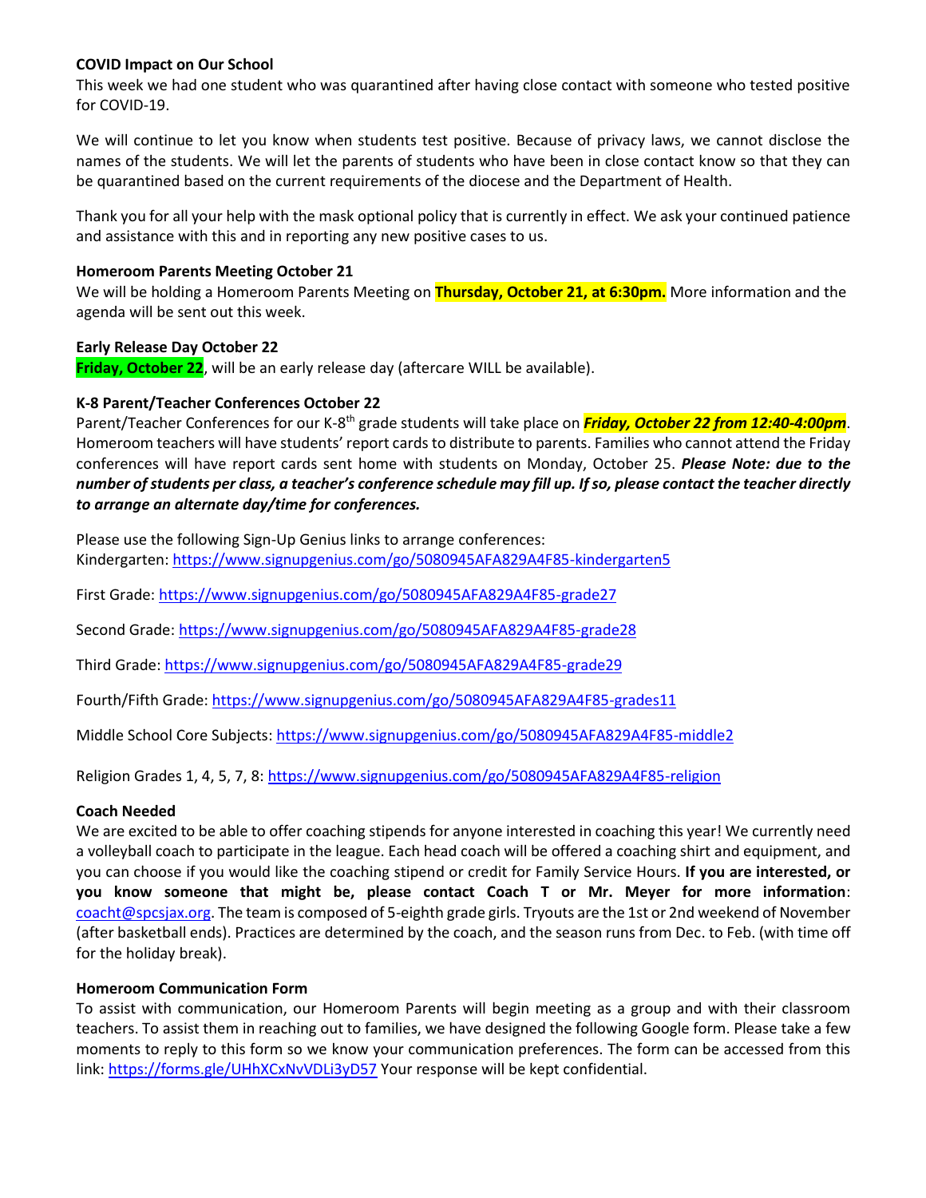**COVID Impact on Our School**

This week we had one student who was quarantined after having close contact with someone who tested positive for COVID-19.

We will continue to let you know when students test positive. Because of privacy laws, we cannot disclose the names of the students. We will let the parents of students who have been in close contact know so that they can be quarantined based on the current requirements of the diocese and the Department of Health.

Thank you for all your help with the mask optional policy that is currently in effect. We ask your continued patience and assistance with this and in reporting any new positive cases to us.

**Homeroom Parents Meeting October 21**

We will be holding a Homeroom Parents Meeting on **Thursday, October 21, at 6:30pm.** More information and the agenda will be sent out this week.

**Early Release Day October 22**

**Friday, October 22**, will be an early release day (aftercare WILL be available).

**K-8 Parent/Teacher Conferences October 22**

Parent/Teacher Conferences for our K-8th grade students will take place on ***Friday, October 22 from 12:40-4:00pm***. Homeroom teachers will have students' report cards to distribute to parents. Families who cannot attend the Friday conferences will have report cards sent home with students on Monday, October 25. ***Please Note: due to the number of students per class, a teacher's conference schedule may fill up. If so, please contact the teacher directly to arrange an alternate day/time for conferences.***

Please use the following Sign-Up Genius links to arrange conferences:
Kindergarten: https://www.signupgenius.com/go/5080945AFA829A4F85-kindergarten5

First Grade: https://www.signupgenius.com/go/5080945AFA829A4F85-grade27

Second Grade: https://www.signupgenius.com/go/5080945AFA829A4F85-grade28

Third Grade: https://www.signupgenius.com/go/5080945AFA829A4F85-grade29

Fourth/Fifth Grade: https://www.signupgenius.com/go/5080945AFA829A4F85-grades11

Middle School Core Subjects: https://www.signupgenius.com/go/5080945AFA829A4F85-middle2

Religion Grades 1, 4, 5, 7, 8: https://www.signupgenius.com/go/5080945AFA829A4F85-religion

**Coach Needed**

We are excited to be able to offer coaching stipends for anyone interested in coaching this year! We currently need a volleyball coach to participate in the league. Each head coach will be offered a coaching shirt and equipment, and you can choose if you would like the coaching stipend or credit for Family Service Hours. **If you are interested, or you know someone that might be, please contact Coach T or Mr. Meyer for more information**: coacht@spcsjax.org. The team is composed of 5-eighth grade girls. Tryouts are the 1st or 2nd weekend of November (after basketball ends). Practices are determined by the coach, and the season runs from Dec. to Feb. (with time off for the holiday break).

**Homeroom Communication Form**

To assist with communication, our Homeroom Parents will begin meeting as a group and with their classroom teachers. To assist them in reaching out to families, we have designed the following Google form. Please take a few moments to reply to this form so we know your communication preferences. The form can be accessed from this link: https://forms.gle/UHhXCxNvVDLi3yD57 Your response will be kept confidential.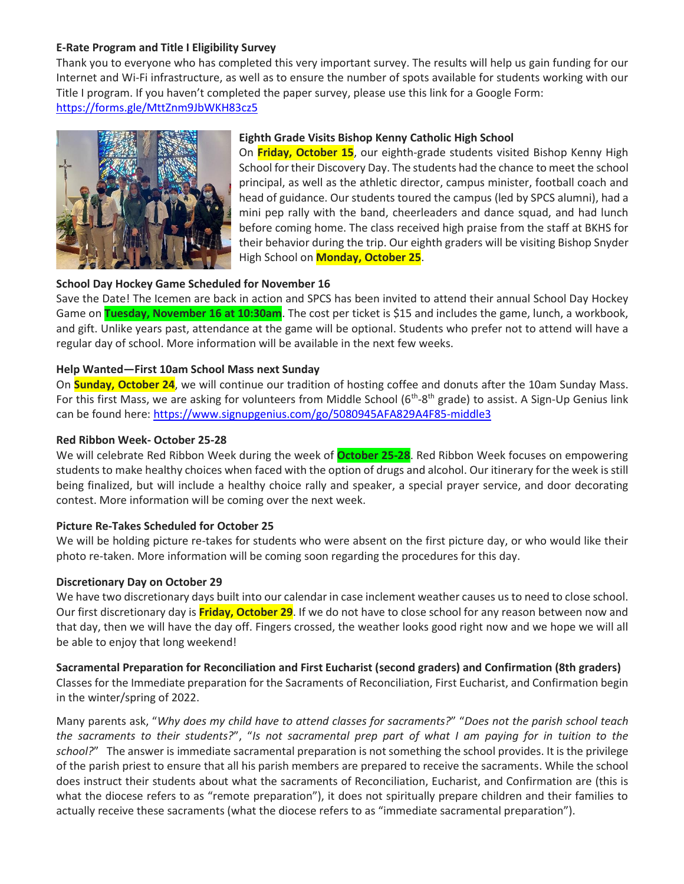**E-Rate Program and Title I Eligibility Survey**

Thank you to everyone who has completed this very important survey. The results will help us gain funding for our Internet and Wi-Fi infrastructure, as well as to ensure the number of spots available for students working with our Title I program. If you haven't completed the paper survey, please use this link for a Google Form: https://forms.gle/MttZnm9JbWKH83cz5

**Eighth Grade Visits Bishop Kenny Catholic High School**

On **Friday, October 15**, our eighth-grade students visited Bishop Kenny High School for their Discovery Day. The students had the chance to meet the school principal, as well as the athletic director, campus minister, football coach and head of guidance. Our students toured the campus (led by SPCS alumni), had a mini pep rally with the band, cheerleaders and dance squad, and had lunch before coming home. The class received high praise from the staff at BKHS for their behavior during the trip. Our eighth graders will be visiting Bishop Snyder High School on **Monday, October 25**.

**School Day Hockey Game Scheduled for November 16**

Save the Date! The Icemen are back in action and SPCS has been invited to attend their annual School Day Hockey Game on **Tuesday, November 16 at 10:30am**. The cost per ticket is $15 and includes the game, lunch, a workbook, and gift. Unlike years past, attendance at the game will be optional. Students who prefer not to attend will have a regular day of school. More information will be available in the next few weeks.

**Help Wanted—First 10am School Mass next Sunday**

On **Sunday, October 24**, we will continue our tradition of hosting coffee and donuts after the 10am Sunday Mass. For this first Mass, we are asking for volunteers from Middle School (6th-8th grade) to assist. A Sign-Up Genius link can be found here: https://www.signupgenius.com/go/5080945AFA829A4F85-middle3

**Red Ribbon Week- October 25-28**

We will celebrate Red Ribbon Week during the week of **October 25-28**. Red Ribbon Week focuses on empowering students to make healthy choices when faced with the option of drugs and alcohol. Our itinerary for the week is still being finalized, but will include a healthy choice rally and speaker, a special prayer service, and door decorating contest. More information will be coming over the next week.

**Picture Re-Takes Scheduled for October 25**

We will be holding picture re-takes for students who were absent on the first picture day, or who would like their photo re-taken. More information will be coming soon regarding the procedures for this day.

**Discretionary Day on October 29**

We have two discretionary days built into our calendar in case inclement weather causes us to need to close school. Our first discretionary day is **Friday, October 29**. If we do not have to close school for any reason between now and that day, then we will have the day off. Fingers crossed, the weather looks good right now and we hope we will all be able to enjoy that long weekend!

**Sacramental Preparation for Reconciliation and First Eucharist (second graders) and Confirmation (8th graders)**

Classes for the Immediate preparation for the Sacraments of Reconciliation, First Eucharist, and Confirmation begin in the winter/spring of 2022.

Many parents ask, "*Why does my child have to attend classes for sacraments?*" "*Does not the parish school teach the sacraments to their students?*", "*Is not sacramental prep part of what I am paying for in tuition to the school?*" The answer is immediate sacramental preparation is not something the school provides. It is the privilege of the parish priest to ensure that all his parish members are prepared to receive the sacraments. While the school does instruct their students about what the sacraments of Reconciliation, Eucharist, and Confirmation are (this is what the diocese refers to as "remote preparation"), it does not spiritually prepare children and their families to actually receive these sacraments (what the diocese refers to as "immediate sacramental preparation").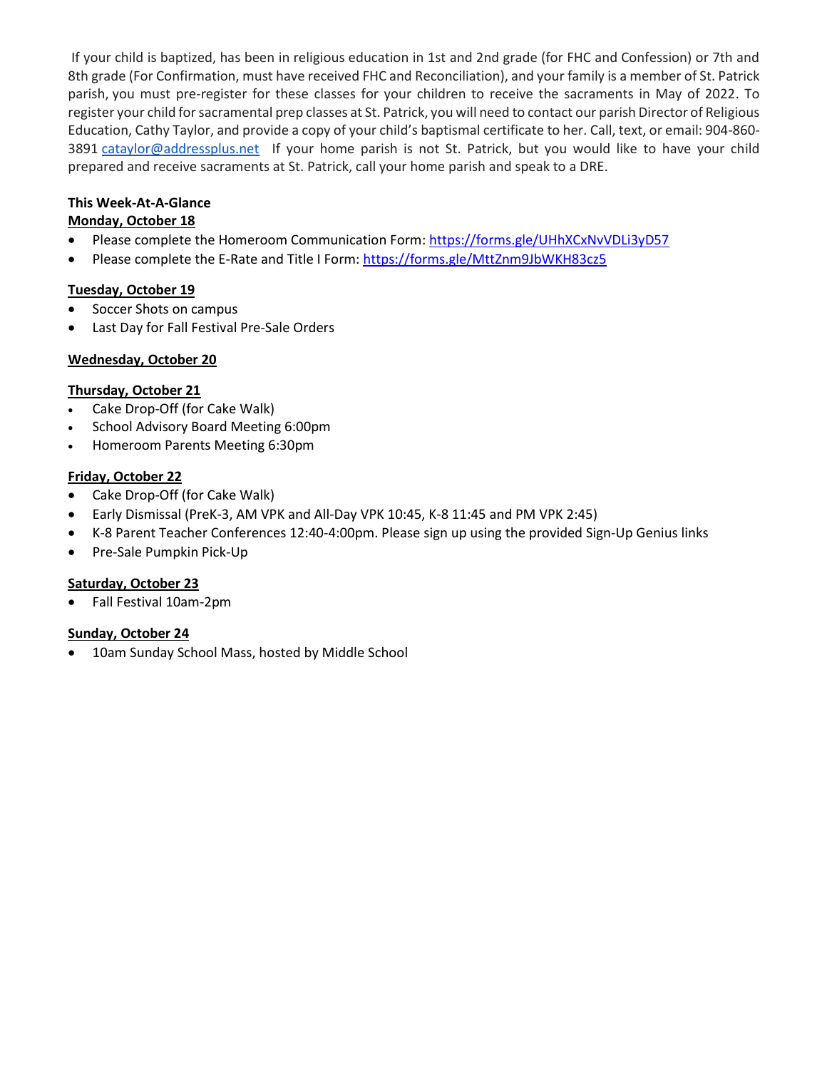If your child is baptized, has been in religious education in 1st and 2nd grade (for FHC and Confession) or 7th and 8th grade (For Confirmation, must have received FHC and Reconciliation), and your family is a member of St. Patrick parish, you must pre-register for these classes for your children to receive the sacraments in May of 2022. To register your child for sacramental prep classes at St. Patrick, you will need to contact our parish Director of Religious Education, Cathy Taylor, and provide a copy of your child's baptismal certificate to her. Call, text, or email: 904-860-3891 [cataylor@addressplus.net](mailto:cataylor@addressplus.net) If your home parish is not St. Patrick, but you would like to have your child prepared and receive sacraments at St. Patrick, call your home parish and speak to a DRE.

**This Week-At-A-Glance**

**Monday, October 18**

- Please complete the Homeroom Communication Form: [https://forms.gle/UHhXCxNvVDLi3yD57](https://forms.gle/UHhXCxNvVDLi3yD57)
- Please complete the E-Rate and Title I Form: [https://forms.gle/MttZnm9JbWKH83cz5](https://forms.gle/MttZnm9JbWKH83cz5)

**Tuesday, October 19**

- Soccer Shots on campus
- Last Day for Fall Festival Pre-Sale Orders

**Wednesday, October 20**

**Thursday, October 21**

- Cake Drop-Off (for Cake Walk)
- School Advisory Board Meeting 6:00pm
- Homeroom Parents Meeting 6:30pm

**Friday, October 22**

- Cake Drop-Off (for Cake Walk)
- Early Dismissal (PreK-3, AM VPK and All-Day VPK 10:45, K-8 11:45 and PM VPK 2:45)
- K-8 Parent Teacher Conferences 12:40-4:00pm. Please sign up using the provided Sign-Up Genius links
- Pre-Sale Pumpkin Pick-Up

**Saturday, October 23**

- Fall Festival 10am-2pm

**Sunday, October 24**

- 10am Sunday School Mass, hosted by Middle School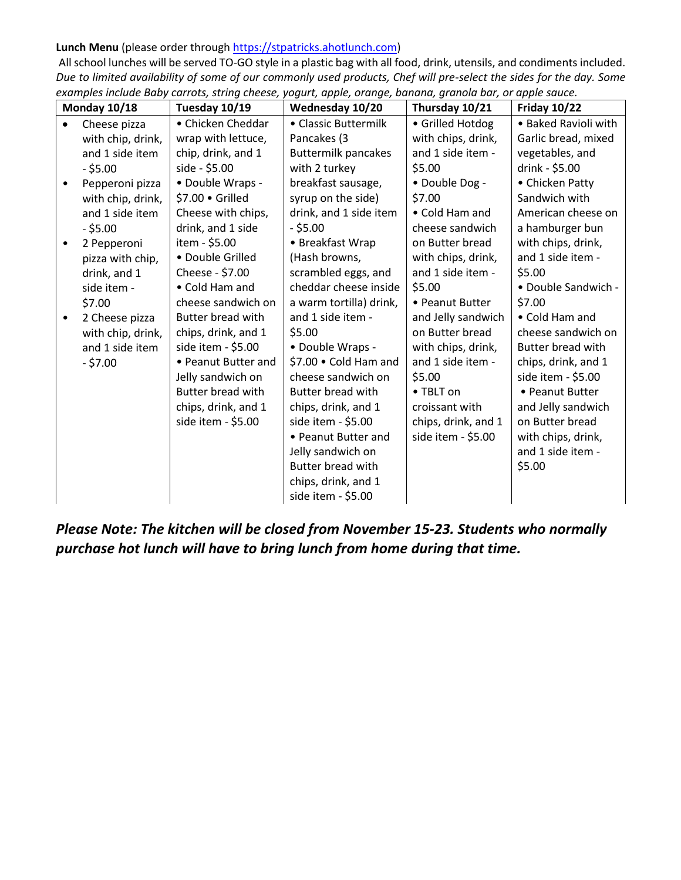**Lunch Menu** (please order through [https://stpatricks.ahotlunch.com](https://stpatricks.ahotlunch.com))

All school lunches will be served TO-GO style in a plastic bag with all food, drink, utensils, and condiments included. *Due to limited availability of some of our commonly used products, Chef will pre-select the sides for the day. Some examples include Baby carrots, string cheese, yogurt, apple, orange, banana, granola bar, or apple sauce.*

| Monday 10/18 | Tuesday 10/19 | Wednesday 10/20 | Thursday 10/21 | Friday 10/22 |
|---|---|---|---|---|
| • Cheese pizza with chip, drink, and 1 side item - $5.00<br>• Pepperoni pizza with chip, drink, and 1 side item - $5.00<br>• 2 Pepperoni pizza with chip, drink, and 1 side item - $7.00<br>• 2 Cheese pizza with chip, drink, and 1 side item - $7.00 | • Chicken Cheddar wrap with lettuce, chip, drink, and 1 side - $5.00<br>• Double Wraps - $7.00 • Grilled Cheese with chips, drink, and 1 side item - $5.00<br>• Double Grilled Cheese - $7.00<br>• Cold Ham and cheese sandwich on Butter bread with chips, drink, and 1 side item - $5.00<br>• Peanut Butter and Jelly sandwich on Butter bread with chips, drink, and 1 side item - $5.00 | • Classic Buttermilk Pancakes (3 Buttermilk pancakes with 2 turkey breakfast sausage, syrup on the side) drink, and 1 side item - $5.00<br>• Breakfast Wrap (Hash browns, scrambled eggs, and cheddar cheese inside a warm tortilla) drink, and 1 side item - $5.00<br>• Double Wraps - $7.00 • Cold Ham and cheese sandwich on Butter bread with chips, drink, and 1 side item - $5.00<br>• Peanut Butter and Jelly sandwich on Butter bread with chips, drink, and 1 side item - $5.00 | • Grilled Hotdog with chips, drink, and 1 side item - $5.00<br>• Double Dog - $7.00<br>• Cold Ham and cheese sandwich on Butter bread with chips, drink, and 1 side item - $5.00<br>• Peanut Butter and Jelly sandwich on Butter bread with chips, drink, and 1 side item - $5.00<br>• TBLT on croissant with chips, drink, and 1 side item - $5.00 | • Baked Ravioli with Garlic bread, mixed vegetables, and drink - $5.00<br>• Chicken Patty Sandwich with American cheese on a hamburger bun with chips, drink, and 1 side item - $5.00<br>• Double Sandwich - $7.00<br>• Cold Ham and cheese sandwich on Butter bread with chips, drink, and 1 side item - $5.00<br>• Peanut Butter and Jelly sandwich on Butter bread with chips, drink, and 1 side item - $5.00 |

***Please Note: The kitchen will be closed from November 15-23. Students who normally purchase hot lunch will have to bring lunch from home during that time.***